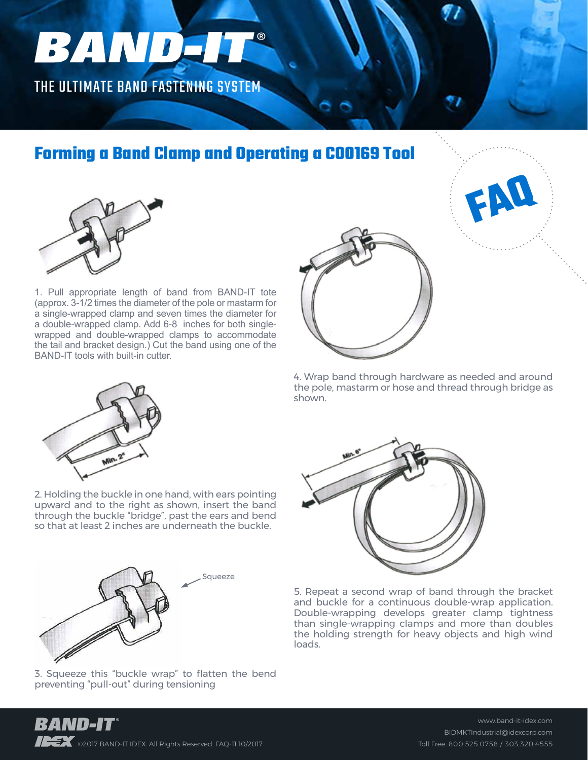# BAND-IT®

THE ULTIMATE BAND FASTENING SYSTEM

## Forming a Band Clamp and Operating a C00169 Tool

FAQ

1. Pull appropriate length of band from BAND-IT tote (approx. 3-1/2 times the diameter of the pole or mastarm for a single-wrapped clamp and seven times the diameter for a double-wrapped clamp. Add 6-8 inches for both single-wrapped and double-wrapped clamps to accommodate the tail and bracket design.) Cut the band using one of the BAND-IT tools with built-in cutter.

Min. 2"

2. Holding the buckle in one hand, with ears pointing upward and to the right as shown, insert the band through the buckle "bridge", past the ears and bend so that at least 2 inches are underneath the buckle.

Squeeze

3. Squeeze this "buckle wrap" to flatten the bend preventing "pull-out" during tensioning

4. Wrap band through hardware as needed and around the pole, mastarm or hose and thread through bridge as shown.

Min. 6"

5. Repeat a second wrap of band through the bracket and buckle for a continuous double-wrap application. Double-wrapping develops greater clamp tightness than single-wrapping clamps and more than doubles the holding strength for heavy objects and high wind loads.

BAND-IT® IDEX ©2017 BAND-IT IDEX. All Rights Reserved. FAQ-11 10/2017

www.band-it-idex.com
BIDMKTIndustrial@idexcorp.com
Toll Free: 800.525.0758 / 303.320.4555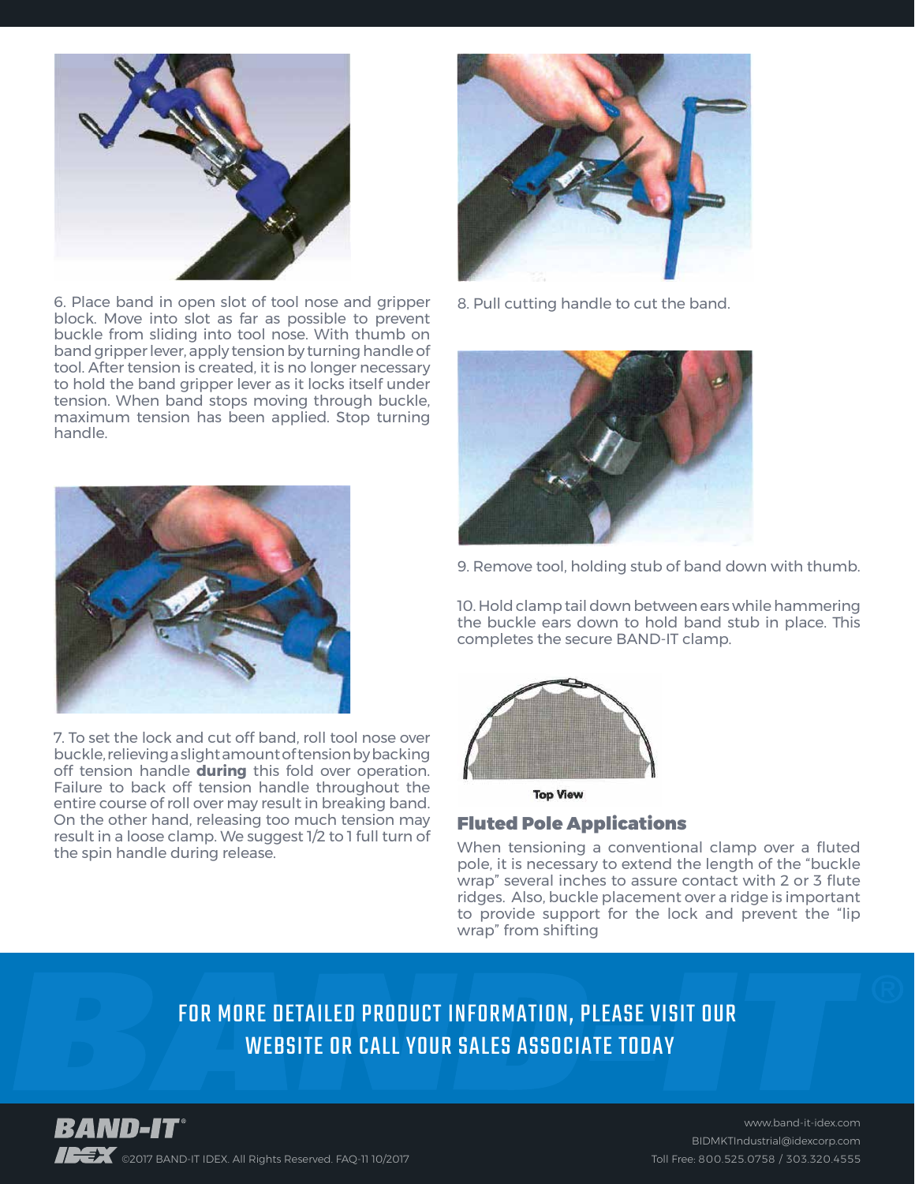6. Place band in open slot of tool nose and gripper block. Move into slot as far as possible to prevent buckle from sliding into tool nose. With thumb on band gripper lever, apply tension by turning handle of tool. After tension is created, it is no longer necessary to hold the band gripper lever as it locks itself under tension. When band stops moving through buckle, maximum tension has been applied. Stop turning handle.

7. To set the lock and cut off band, roll tool nose over buckle, relieving a slight amount of tension by backing off tension handle **during** this fold over operation. Failure to back off tension handle throughout the entire course of roll over may result in breaking band. On the other hand, releasing too much tension may result in a loose clamp. We suggest 1/2 to 1 full turn of the spin handle during release.

8. Pull cutting handle to cut the band.

9. Remove tool, holding stub of band down with thumb.

10. Hold clamp tail down between ears while hammering the buckle ears down to hold band stub in place. This completes the secure BAND-IT clamp.

Top View

## Fluted Pole Applications

When tensioning a conventional clamp over a fluted pole, it is necessary to extend the length of the "buckle wrap" several inches to assure contact with 2 or 3 flute ridges. Also, buckle placement over a ridge is important to provide support for the lock and prevent the "lip wrap" from shifting

FOR MORE DETAILED PRODUCT INFORMATION, PLEASE VISIT OUR WEBSITE OR CALL YOUR SALES ASSOCIATE TODAY

BAND-IT® IDEX ©2017 BAND-IT IDEX. All Rights Reserved. FAQ-11 10/2017

www.band-it-idex.com
BIDMKTIndustrial@idexcorp.com
Toll Free: 800.525.0758 / 303.320.4555